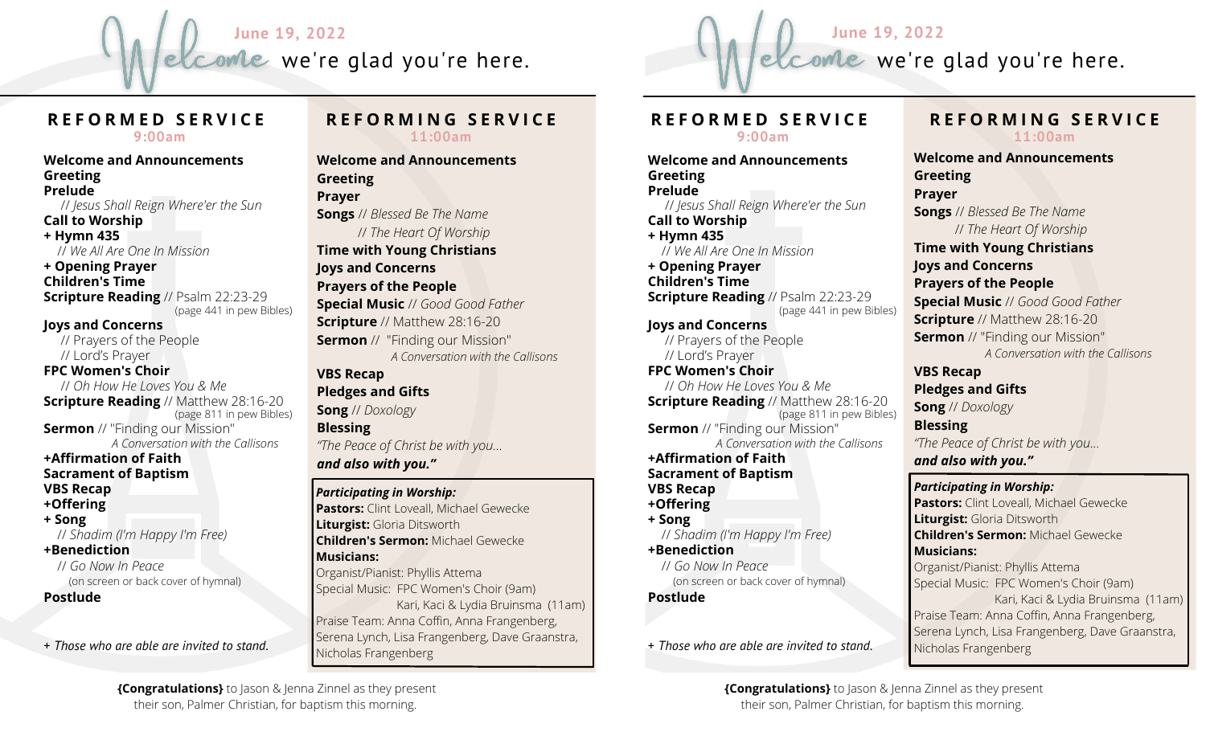# Welcome

**June 19, 2022**

we're glad you're here.

## REFORMED SERVICE
**9:00am**

**Welcome and Announcements**
**Greeting**
**Prelude**
*// Jesus Shall Reign Where'er the Sun*
**Call to Worship**
**+ Hymn 435**
*// We All Are One In Mission*
**+ Opening Prayer**
**Children's Time**
**Scripture Reading** // Psalm 22:23-29
(page 441 in pew Bibles)
**Joys and Concerns**
// Prayers of the People
// Lord's Prayer
**FPC Women's Choir**
*// Oh How He Loves You & Me*
**Scripture Reading** // Matthew 28:16-20
(page 811 in pew Bibles)
**Sermon** // "Finding our Mission"
*A Conversation with the Callisons*
**+Affirmation of Faith**
**Sacrament of Baptism**
**VBS Recap**
**+Offering**
**+ Song**
*// Shadim (I'm Happy I'm Free)*
**+Benediction**
*// Go Now In Peace*
(on screen or back cover of hymnal)
**Postlude**

*+ Those who are able are invited to stand.*

## REFORMING SERVICE
**11:00am**

**Welcome and Announcements**
**Greeting**
**Prayer**
**Songs** // *Blessed Be The Name*
*// The Heart Of Worship*
**Time with Young Christians**
**Joys and Concerns**
**Prayers of the People**
**Special Music** // *Good Good Father*
**Scripture** // Matthew 28:16-20
**Sermon** // "Finding our Mission"
*A Conversation with the Callisons*
**VBS Recap**
**Pledges and Gifts**
**Song** // *Doxology*
**Blessing**
*"The Peace of Christ be with you...*
***and also with you."***

***Participating in Worship:***
**Pastors:** Clint Loveall, Michael Gewecke
**Liturgist:** Gloria Ditsworth
**Children's Sermon:** Michael Gewecke
**Musicians:**
Organist/Pianist: Phyllis Attema
Special Music: FPC Women's Choir (9am)
Kari, Kaci & Lydia Bruinsma (11am)
Praise Team: Anna Coffin, Anna Frangenberg, Serena Lynch, Lisa Frangenberg, Dave Graanstra, Nicholas Frangenberg

**{Congratulations}** to Jason & Jenna Zinnel as they present their son, Palmer Christian, for baptism this morning.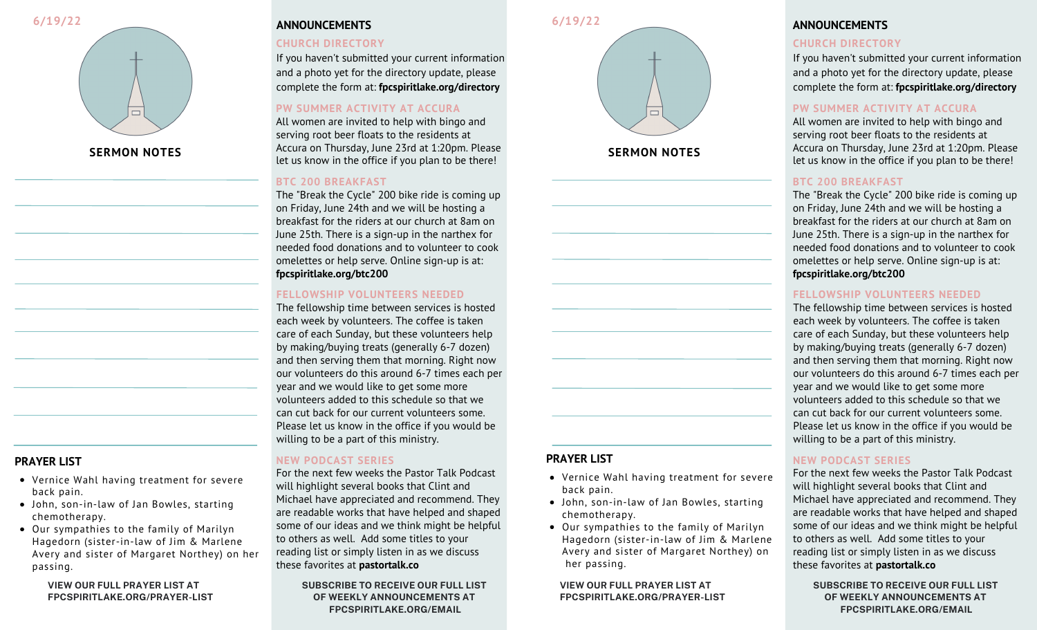6/19/22

**SERMON NOTES**

## PRAYER LIST

- Vernice Wahl having treatment for severe back pain.
- John, son-in-law of Jan Bowles, starting chemotherapy.
- Our sympathies to the family of Marilyn Hagedorn (sister-in-law of Jim & Marlene Avery and sister of Margaret Northey) on her passing.

**VIEW OUR FULL PRAYER LIST AT FPCSPIRITLAKE.ORG/PRAYER-LIST**

## ANNOUNCEMENTS

### CHURCH DIRECTORY

If you haven't submitted your current information and a photo yet for the directory update, please complete the form at: **fpcspiritlake.org/directory**

### PW SUMMER ACTIVITY AT ACCURA

All women are invited to help with bingo and serving root beer floats to the residents at Accura on Thursday, June 23rd at 1:20pm. Please let us know in the office if you plan to be there!

### BTC 200 BREAKFAST

The "Break the Cycle" 200 bike ride is coming up on Friday, June 24th and we will be hosting a breakfast for the riders at our church at 8am on June 25th. There is a sign-up in the narthex for needed food donations and to volunteer to cook omelettes or help serve. Online sign-up is at: **fpcspiritlake.org/btc200**

### FELLOWSHIP VOLUNTEERS NEEDED

The fellowship time between services is hosted each week by volunteers. The coffee is taken care of each Sunday, but these volunteers help by making/buying treats (generally 6-7 dozen) and then serving them that morning. Right now our volunteers do this around 6-7 times each per year and we would like to get some more volunteers added to this schedule so that we can cut back for our current volunteers some. Please let us know in the office if you would be willing to be a part of this ministry.

### NEW PODCAST SERIES

For the next few weeks the Pastor Talk Podcast will highlight several books that Clint and Michael have appreciated and recommend. They are readable works that have helped and shaped some of our ideas and we think might be helpful to others as well. Add some titles to your reading list or simply listen in as we discuss these favorites at **pastortalk.co**

**SUBSCRIBE TO RECEIVE OUR FULL LIST OF WEEKLY ANNOUNCEMENTS AT FPCSPIRITLAKE.ORG/EMAIL**

6/19/22

**SERMON NOTES**

## PRAYER LIST

- Vernice Wahl having treatment for severe back pain.
- John, son-in-law of Jan Bowles, starting chemotherapy.
- Our sympathies to the family of Marilyn Hagedorn (sister-in-law of Jim & Marlene Avery and sister of Margaret Northey) on her passing.

**VIEW OUR FULL PRAYER LIST AT FPCSPIRITLAKE.ORG/PRAYER-LIST**

## ANNOUNCEMENTS

### CHURCH DIRECTORY

If you haven't submitted your current information and a photo yet for the directory update, please complete the form at: **fpcspiritlake.org/directory**

### PW SUMMER ACTIVITY AT ACCURA

All women are invited to help with bingo and serving root beer floats to the residents at Accura on Thursday, June 23rd at 1:20pm. Please let us know in the office if you plan to be there!

### BTC 200 BREAKFAST

The "Break the Cycle" 200 bike ride is coming up on Friday, June 24th and we will be hosting a breakfast for the riders at our church at 8am on June 25th. There is a sign-up in the narthex for needed food donations and to volunteer to cook omelettes or help serve. Online sign-up is at: **fpcspiritlake.org/btc200**

### FELLOWSHIP VOLUNTEERS NEEDED

The fellowship time between services is hosted each week by volunteers. The coffee is taken care of each Sunday, but these volunteers help by making/buying treats (generally 6-7 dozen) and then serving them that morning. Right now our volunteers do this around 6-7 times each per year and we would like to get some more volunteers added to this schedule so that we can cut back for our current volunteers some. Please let us know in the office if you would be willing to be a part of this ministry.

### NEW PODCAST SERIES

For the next few weeks the Pastor Talk Podcast will highlight several books that Clint and Michael have appreciated and recommend. They are readable works that have helped and shaped some of our ideas and we think might be helpful to others as well. Add some titles to your reading list or simply listen in as we discuss these favorites at **pastortalk.co**

**SUBSCRIBE TO RECEIVE OUR FULL LIST OF WEEKLY ANNOUNCEMENTS AT FPCSPIRITLAKE.ORG/EMAIL**